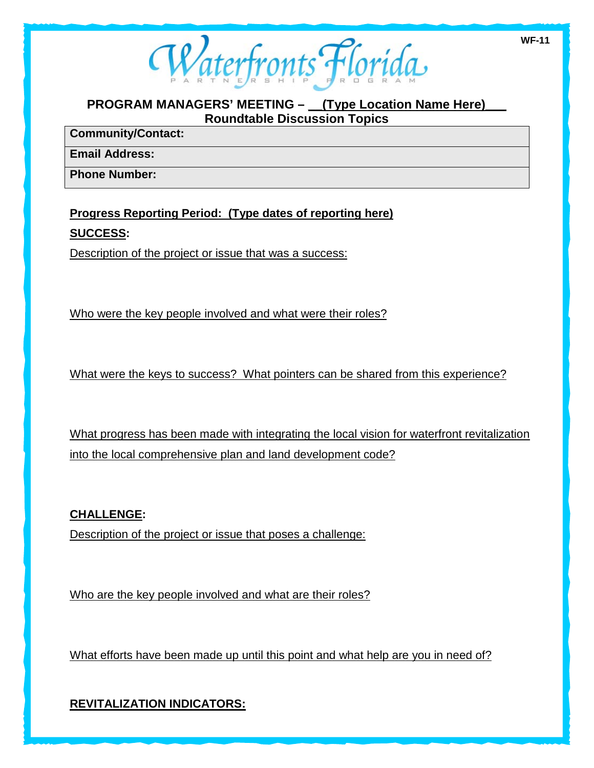WF-11

# Waterfronts Florida

PARTNERSHIP PROGRAM

## PROGRAM MANAGERS' MEETING – __(Type Location Name Here)___

### Roundtable Discussion Topics

| | |
|---|---|
| **Community/Contact:** | |
| **Email Address:** | |
| **Phone Number:** | |

**Progress Reporting Period: (Type dates of reporting here)**

**SUCCESS:**

Description of the project or issue that was a success:

Who were the key people involved and what were their roles?

What were the keys to success? What pointers can be shared from this experience?

What progress has been made with integrating the local vision for waterfront revitalization into the local comprehensive plan and land development code?

**CHALLENGE:**

Description of the project or issue that poses a challenge:

Who are the key people involved and what are their roles?

What efforts have been made up until this point and what help are you in need of?

**REVITALIZATION INDICATORS:**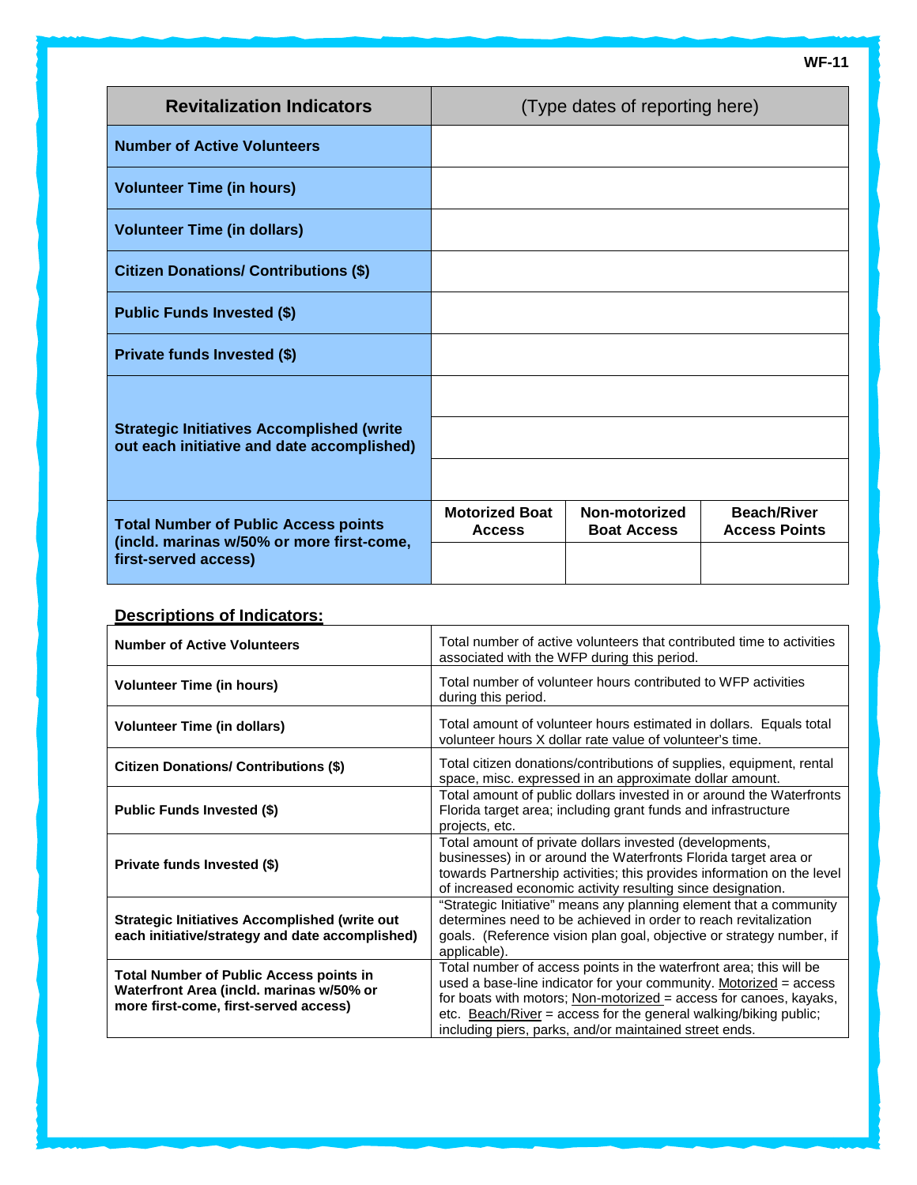| Revitalization Indicators | (Type dates of reporting here) | | |
|---|---|---|---|
| **Number of Active Volunteers** | | | |
| **Volunteer Time (in hours)** | | | |
| **Volunteer Time (in dollars)** | | | |
| **Citizen Donations/ Contributions ($)** | | | |
| **Public Funds Invested ($)** | | | |
| **Private funds Invested ($)** | | | |
| **Strategic Initiatives Accomplished (write out each initiative and date accomplished)** | | | |
| | | | |
| | | | |
| **Total Number of Public Access points (incld. marinas w/50% or more first-come, first-served access)** | **Motorized Boat Access** | **Non-motorized Boat Access** | **Beach/River Access Points** |
| | | | |

## Descriptions of Indicators:

| | |
|---|---|
| **Number of Active Volunteers** | Total number of active volunteers that contributed time to activities associated with the WFP during this period. |
| **Volunteer Time (in hours)** | Total number of volunteer hours contributed to WFP activities during this period. |
| **Volunteer Time (in dollars)** | Total amount of volunteer hours estimated in dollars. Equals total volunteer hours X dollar rate value of volunteer's time. |
| **Citizen Donations/ Contributions ($)** | Total citizen donations/contributions of supplies, equipment, rental space, misc. expressed in an approximate dollar amount. |
| **Public Funds Invested ($)** | Total amount of public dollars invested in or around the Waterfronts Florida target area; including grant funds and infrastructure projects, etc. |
| **Private funds Invested ($)** | Total amount of private dollars invested (developments, businesses) in or around the Waterfronts Florida target area or towards Partnership activities; this provides information on the level of increased economic activity resulting since designation. |
| **Strategic Initiatives Accomplished (write out each initiative/strategy and date accomplished)** | "Strategic Initiative" means any planning element that a community determines need to be achieved in order to reach revitalization goals. (Reference vision plan goal, objective or strategy number, if applicable). |
| **Total Number of Public Access points in Waterfront Area (incld. marinas w/50% or more first-come, first-served access)** | Total number of access points in the waterfront area; this will be used a base-line indicator for your community. Motorized = access for boats with motors; Non-motorized = access for canoes, kayaks, etc. Beach/River = access for the general walking/biking public; including piers, parks, and/or maintained street ends. |